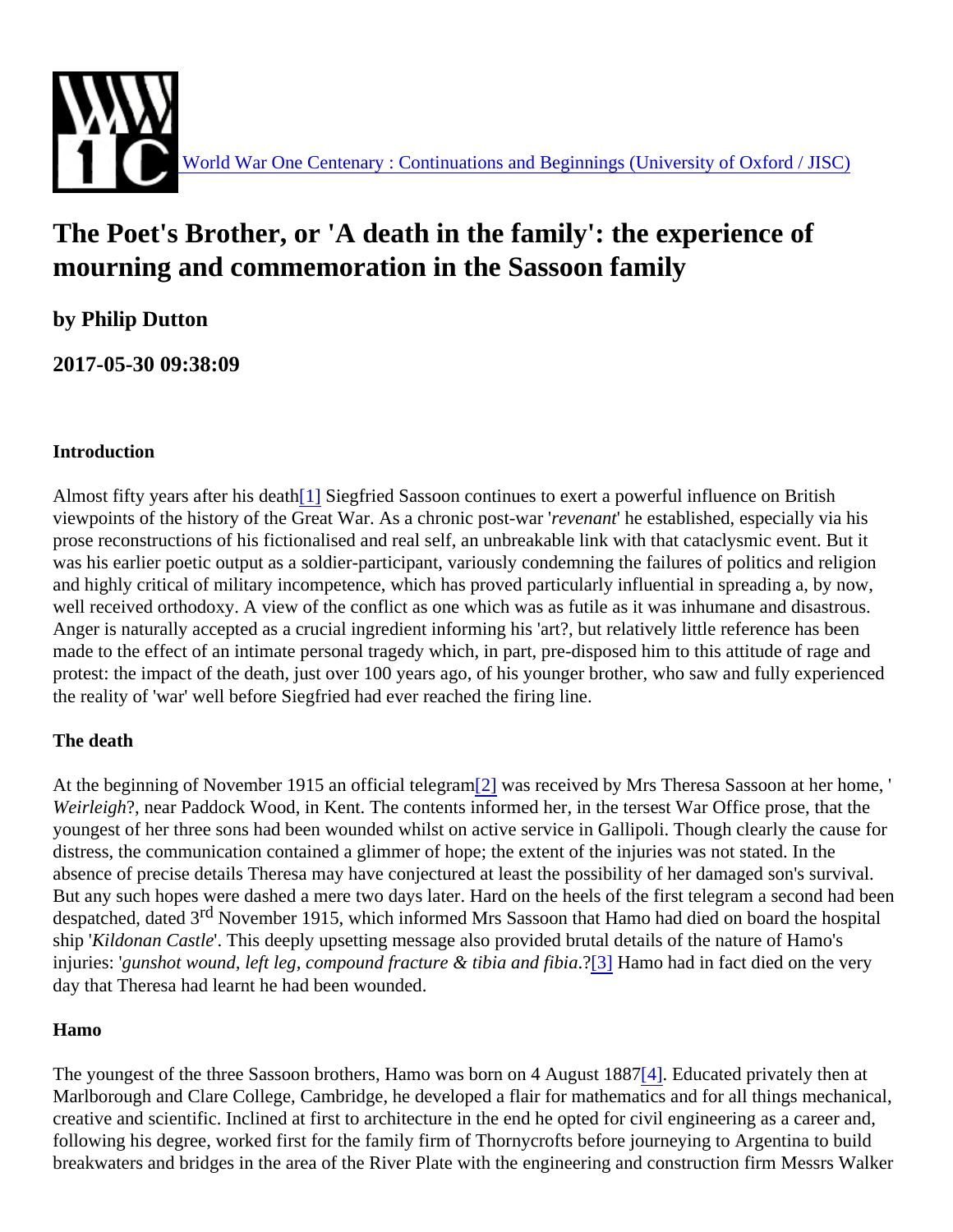World War One Centenary : Continuations and Beginnings (University of Oxford / JISC)

# The Poet's Brother, or 'A death in the family': the experience of mourning and commemoration in the Sassoon family

### by Philip Dutton

### 2017-05-30 09:38:09

#### Introduction

Almost fifty years after his death[1] Siegfried Sassoon continues to exert a powerful influence on British viewpoints of the history of the Great War. As a chronic post-war '*revenant*' he established, especially via his prose reconstructions of his fictionalised and real self, an unbreakable link with that cataclysmic event. But it was his earlier poetic output as a soldier-participant, variously condemning the failures of politics and religion and highly critical of military incompetence, which has proved particularly influential in spreading a, by now, well received orthodoxy. A view of the conflict as one which was as futile as it was inhumane and disastrous. Anger is naturally accepted as a crucial ingredient informing his 'art?, but relatively little reference has been made to the effect of an intimate personal tragedy which, in part, pre-disposed him to this attitude of rage and protest: the impact of the death, just over 100 years ago, of his younger brother, who saw and fully experienced the reality of 'war' well before Siegfried had ever reached the firing line.

#### The death

At the beginning of November 1915 an official telegram[2] was received by Mrs Theresa Sassoon at her home, '*Weirleigh*?, near Paddock Wood, in Kent. The contents informed her, in the tersest War Office prose, that the youngest of her three sons had been wounded whilst on active service in Gallipoli. Though clearly the cause for distress, the communication contained a glimmer of hope; the extent of the injuries was not stated. In the absence of precise details Theresa may have conjectured at least the possibility of her damaged son's survival. But any such hopes were dashed a mere two days later. Hard on the heels of the first telegram a second had been despatched, dated 3rd November 1915, which informed Mrs Sassoon that Hamo had died on board the hospital ship '*Kildonan Castle*'. This deeply upsetting message also provided brutal details of the nature of Hamo's injuries: '*gunshot wound, left leg, compound fracture & tibia and fibia*.?[3] Hamo had in fact died on the very day that Theresa had learnt he had been wounded.

#### Hamo

The youngest of the three Sassoon brothers, Hamo was born on 4 August 1887[4]. Educated privately then at Marlborough and Clare College, Cambridge, he developed a flair for mathematics and for all things mechanical, creative and scientific. Inclined at first to architecture in the end he opted for civil engineering as a career and, following his degree, worked first for the family firm of Thornycrofts before journeying to Argentina to build breakwaters and bridges in the area of the River Plate with the engineering and construction firm Messrs Walker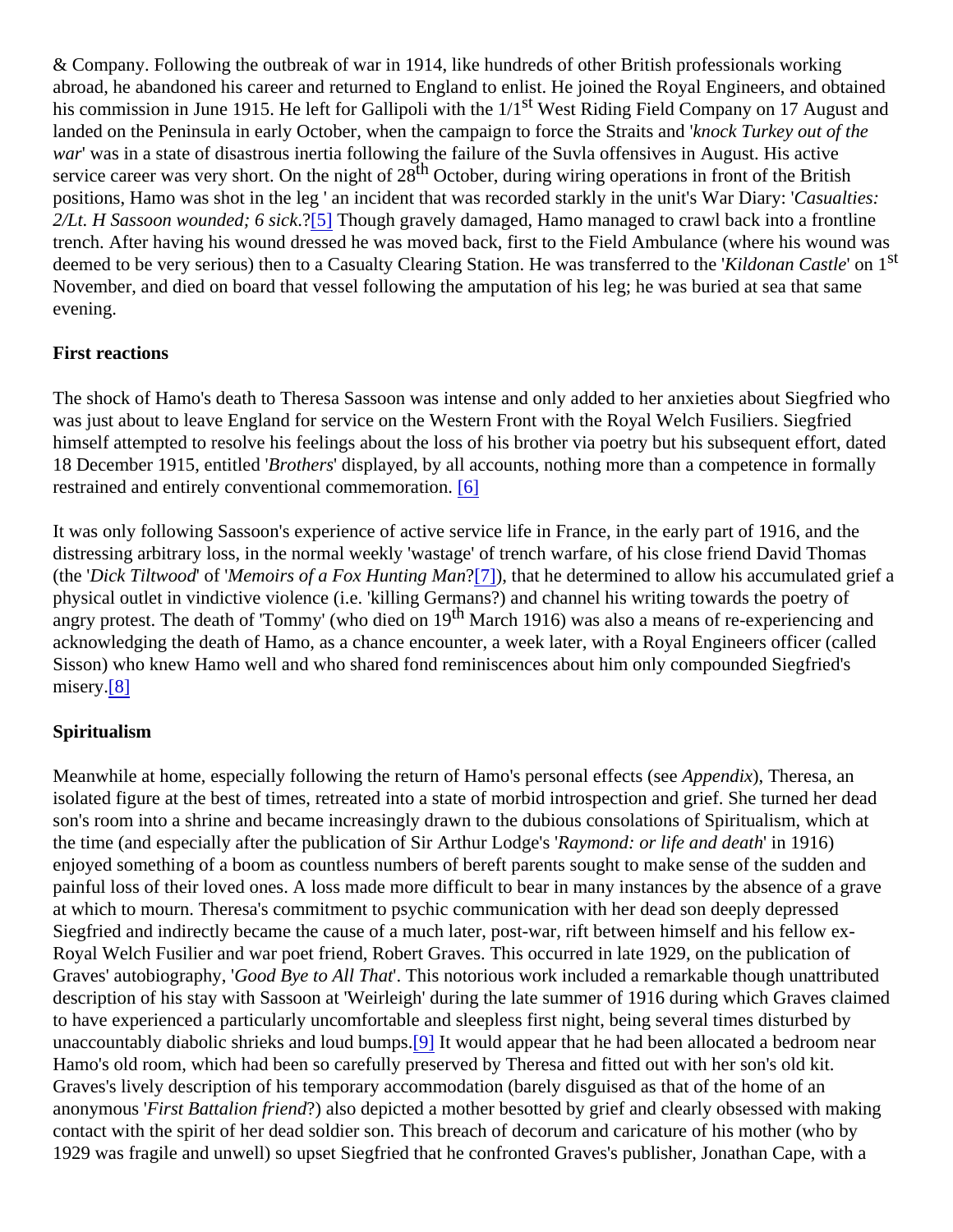& Company. Following the outbreak of war in 1914, like hundreds of other British professionals working abroad, he abandoned his career and returned to England to enlist. He joined the Royal Engineers, and obtained his commission in June 1915. He left for Gallipoli with the 1/1st West Riding Field Company on 17 August and landed on the Peninsula in early October, when the campaign to force the Straits and '*knock Turkey out of the war*' was in a state of disastrous inertia following the failure of the Suvla offensives in August. His active service career was very short. On the night of 28th October, during wiring operations in front of the British positions, Hamo was shot in the leg ' an incident that was recorded starkly in the unit's War Diary: '*Casualties: 2/Lt. H Sassoon wounded; 6 sick*.?[5] Though gravely damaged, Hamo managed to crawl back into a frontline trench. After having his wound dressed he was moved back, first to the Field Ambulance (where his wound was deemed to be very serious) then to a Casualty Clearing Station. He was transferred to the '*Kildonan Castle*' on 1st November, and died on board that vessel following the amputation of his leg; he was buried at sea that same evening.

**First reactions**

The shock of Hamo's death to Theresa Sassoon was intense and only added to her anxieties about Siegfried who was just about to leave England for service on the Western Front with the Royal Welch Fusiliers. Siegfried himself attempted to resolve his feelings about the loss of his brother via poetry but his subsequent effort, dated 18 December 1915, entitled '*Brothers*' displayed, by all accounts, nothing more than a competence in formally restrained and entirely conventional commemoration. [6]

It was only following Sassoon's experience of active service life in France, in the early part of 1916, and the distressing arbitrary loss, in the normal weekly 'wastage' of trench warfare, of his close friend David Thomas (the '*Dick Tiltwood*' of '*Memoirs of a Fox Hunting Man*?[7]), that he determined to allow his accumulated grief a physical outlet in vindictive violence (i.e. 'killing Germans?) and channel his writing towards the poetry of angry protest. The death of 'Tommy' (who died on 19th March 1916) was also a means of re-experiencing and acknowledging the death of Hamo, as a chance encounter, a week later, with a Royal Engineers officer (called Sisson) who knew Hamo well and who shared fond reminiscences about him only compounded Siegfried's misery.[8]

**Spiritualism**

Meanwhile at home, especially following the return of Hamo's personal effects (see *Appendix*), Theresa, an isolated figure at the best of times, retreated into a state of morbid introspection and grief. She turned her dead son's room into a shrine and became increasingly drawn to the dubious consolations of Spiritualism, which at the time (and especially after the publication of Sir Arthur Lodge's '*Raymond: or life and death*' in 1916) enjoyed something of a boom as countless numbers of bereft parents sought to make sense of the sudden and painful loss of their loved ones. A loss made more difficult to bear in many instances by the absence of a grave at which to mourn. Theresa's commitment to psychic communication with her dead son deeply depressed Siegfried and indirectly became the cause of a much later, post-war, rift between himself and his fellow ex-Royal Welch Fusilier and war poet friend, Robert Graves. This occurred in late 1929, on the publication of Graves' autobiography, '*Good Bye to All That*'. This notorious work included a remarkable though unattributed description of his stay with Sassoon at 'Weirleigh' during the late summer of 1916 during which Graves claimed to have experienced a particularly uncomfortable and sleepless first night, being several times disturbed by unaccountably diabolic shrieks and loud bumps.[9] It would appear that he had been allocated a bedroom near Hamo's old room, which had been so carefully preserved by Theresa and fitted out with her son's old kit. Graves's lively description of his temporary accommodation (barely disguised as that of the home of an anonymous '*First Battalion friend*?) also depicted a mother besotted by grief and clearly obsessed with making contact with the spirit of her dead soldier son. This breach of decorum and caricature of his mother (who by 1929 was fragile and unwell) so upset Siegfried that he confronted Graves's publisher, Jonathan Cape, with a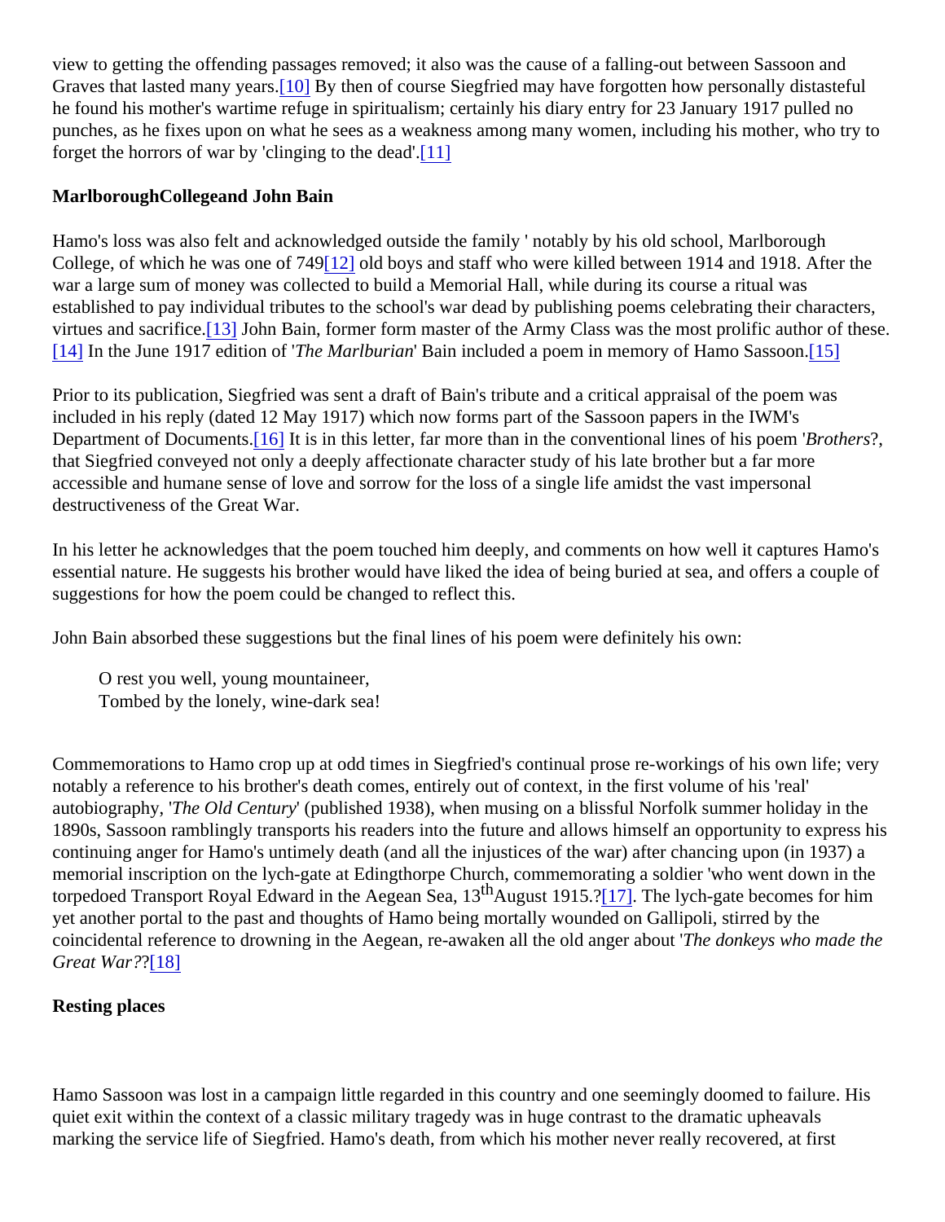view to getting the offending passages removed; it also was the cause of a falling-out between Sassoon and Graves that lasted many years.[10] By then of course Siegfried may have forgotten how personally distasteful he found his mother's wartime refuge in spiritualism; certainly his diary entry for 23 January 1917 pulled no punches, as he fixes upon on what he sees as a weakness among many women, including his mother, who try to forget the horrors of war by 'clinging to the dead'.[11]

**MarlboroughCollegeand John Bain**

Hamo's loss was also felt and acknowledged outside the family ' notably by his old school, Marlborough College, of which he was one of 749[12] old boys and staff who were killed between 1914 and 1918. After the war a large sum of money was collected to build a Memorial Hall, while during its course a ritual was established to pay individual tributes to the school's war dead by publishing poems celebrating their characters, virtues and sacrifice.[13] John Bain, former form master of the Army Class was the most prolific author of these.[14] In the June 1917 edition of '*The Marlburian*' Bain included a poem in memory of Hamo Sassoon.[15]

Prior to its publication, Siegfried was sent a draft of Bain's tribute and a critical appraisal of the poem was included in his reply (dated 12 May 1917) which now forms part of the Sassoon papers in the IWM's Department of Documents.[16] It is in this letter, far more than in the conventional lines of his poem '*Brothers*?, that Siegfried conveyed not only a deeply affectionate character study of his late brother but a far more accessible and humane sense of love and sorrow for the loss of a single life amidst the vast impersonal destructiveness of the Great War.

In his letter he acknowledges that the poem touched him deeply, and comments on how well it captures Hamo's essential nature. He suggests his brother would have liked the idea of being buried at sea, and offers a couple of suggestions for how the poem could be changed to reflect this.

John Bain absorbed these suggestions but the final lines of his poem were definitely his own:

> O rest you well, young mountaineer,
> Tombed by the lonely, wine-dark sea!

Commemorations to Hamo crop up at odd times in Siegfried's continual prose re-workings of his own life; very notably a reference to his brother's death comes, entirely out of context, in the first volume of his 'real' autobiography, '*The Old Century*' (published 1938), when musing on a blissful Norfolk summer holiday in the 1890s, Sassoon ramblingly transports his readers into the future and allows himself an opportunity to express his continuing anger for Hamo's untimely death (and all the injustices of the war) after chancing upon (in 1937) a memorial inscription on the lych-gate at Edingthorpe Church, commemorating a soldier 'who went down in the torpedoed Transport Royal Edward in the Aegean Sea, 13th August 1915.?[17]. The lych-gate becomes for him yet another portal to the past and thoughts of Hamo being mortally wounded on Gallipoli, stirred by the coincidental reference to drowning in the Aegean, re-awaken all the old anger about '*The donkeys who made the Great War*??[18]

**Resting places**

Hamo Sassoon was lost in a campaign little regarded in this country and one seemingly doomed to failure. His quiet exit within the context of a classic military tragedy was in huge contrast to the dramatic upheavals marking the service life of Siegfried. Hamo's death, from which his mother never really recovered, at first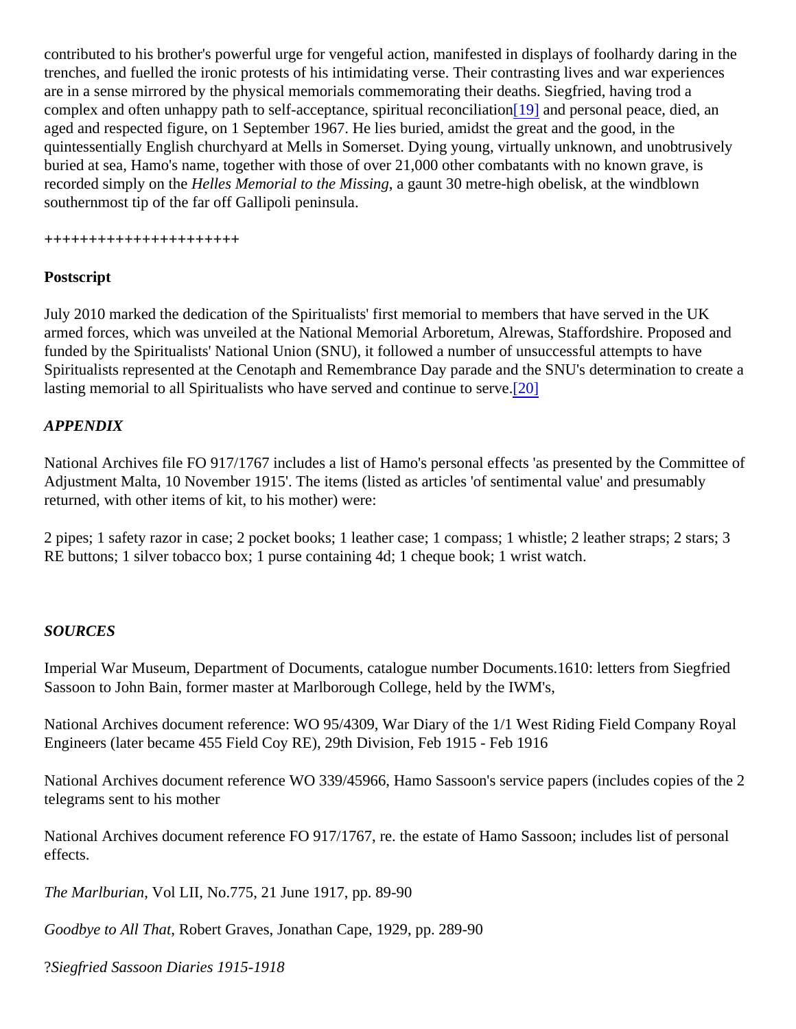contributed to his brother's powerful urge for vengeful action, manifested in displays of foolhardy daring in the trenches, and fuelled the ironic protests of his intimidating verse. Their contrasting lives and war experiences are in a sense mirrored by the physical memorials commemorating their deaths. Siegfried, having trod a complex and often unhappy path to self-acceptance, spiritual reconciliation[19] and personal peace, died, an aged and respected figure, on 1 September 1967. He lies buried, amidst the great and the good, in the quintessentially English churchyard at Mells in Somerset. Dying young, virtually unknown, and unobtrusively buried at sea, Hamo's name, together with those of over 21,000 other combatants with no known grave, is recorded simply on the *Helles Memorial to the Missing*, a gaunt 30 metre-high obelisk, at the windblown southernmost tip of the far off Gallipoli peninsula.

+++++++++++++++++++++

**Postscript**

July 2010 marked the dedication of the Spiritualists' first memorial to members that have served in the UK armed forces, which was unveiled at the National Memorial Arboretum, Alrewas, Staffordshire. Proposed and funded by the Spiritualists' National Union (SNU), it followed a number of unsuccessful attempts to have Spiritualists represented at the Cenotaph and Remembrance Day parade and the SNU's determination to create a lasting memorial to all Spiritualists who have served and continue to serve.[20]

***APPENDIX***

National Archives file FO 917/1767 includes a list of Hamo's personal effects 'as presented by the Committee of Adjustment Malta, 10 November 1915'. The items (listed as articles 'of sentimental value' and presumably returned, with other items of kit, to his mother) were:

2 pipes; 1 safety razor in case; 2 pocket books; 1 leather case; 1 compass; 1 whistle; 2 leather straps; 2 stars; 3 RE buttons; 1 silver tobacco box; 1 purse containing 4d; 1 cheque book; 1 wrist watch.

***SOURCES***

Imperial War Museum, Department of Documents, catalogue number Documents.1610: letters from Siegfried Sassoon to John Bain, former master at Marlborough College, held by the IWM's,

National Archives document reference: WO 95/4309, War Diary of the 1/1 West Riding Field Company Royal Engineers (later became 455 Field Coy RE), 29th Division, Feb 1915 - Feb 1916

National Archives document reference WO 339/45966, Hamo Sassoon's service papers (includes copies of the 2 telegrams sent to his mother

National Archives document reference FO 917/1767, re. the estate of Hamo Sassoon; includes list of personal effects.

*The Marlburian*, Vol LII, No.775, 21 June 1917, pp. 89-90

*Goodbye to All That*, Robert Graves, Jonathan Cape, 1929, pp. 289-90

?*Siegfried Sassoon Diaries 1915-1918*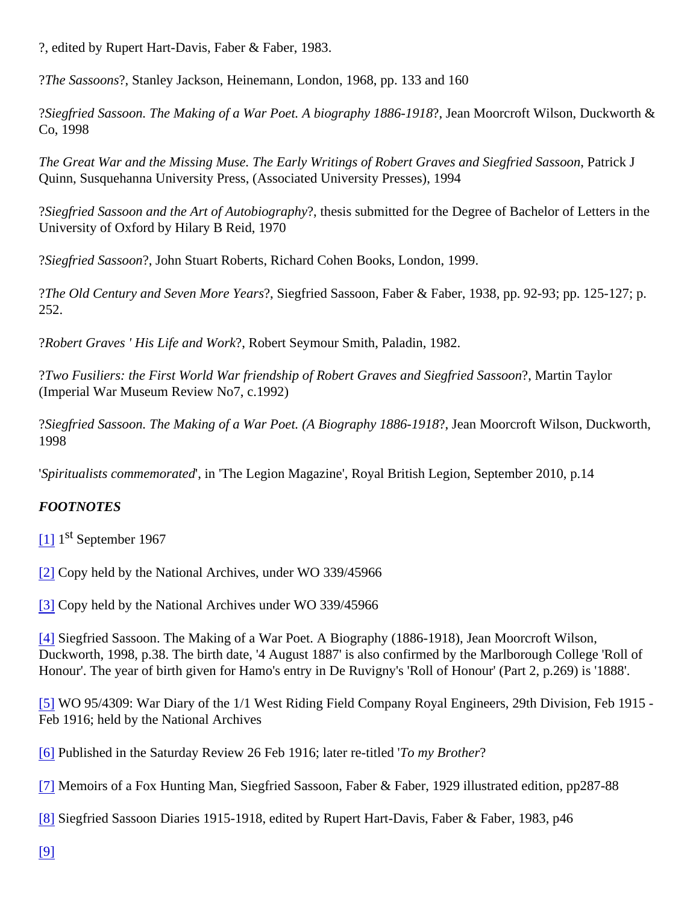?, edited by Rupert Hart-Davis, Faber & Faber, 1983.

?*The Sassoons*?, Stanley Jackson, Heinemann, London, 1968, pp. 133 and 160

?*Siegfried Sassoon. The Making of a War Poet. A biography 1886-1918*?, Jean Moorcroft Wilson, Duckworth & Co, 1998

*The Great War and the Missing Muse. The Early Writings of Robert Graves and Siegfried Sassoon*, Patrick J Quinn, Susquehanna University Press, (Associated University Presses), 1994

?*Siegfried Sassoon and the Art of Autobiography*?, thesis submitted for the Degree of Bachelor of Letters in the University of Oxford by Hilary B Reid, 1970

?*Siegfried Sassoon*?, John Stuart Roberts, Richard Cohen Books, London, 1999.

?*The Old Century and Seven More Years*?, Siegfried Sassoon, Faber & Faber, 1938, pp. 92-93; pp. 125-127; p. 252.

?*Robert Graves ' His Life and Work*?, Robert Seymour Smith, Paladin, 1982.

?*Two Fusiliers: the First World War friendship of Robert Graves and Siegfried Sassoon*?, Martin Taylor (Imperial War Museum Review No7, c.1992)

?*Siegfried Sassoon. The Making of a War Poet. (A Biography 1886-1918*?, Jean Moorcroft Wilson, Duckworth, 1998

'*Spiritualists commemorated*', in 'The Legion Magazine', Royal British Legion, September 2010, p.14

***FOOTNOTES***

[1] 1st September 1967

[2] Copy held by the National Archives, under WO 339/45966

[3] Copy held by the National Archives under WO 339/45966

[4] Siegfried Sassoon. The Making of a War Poet. A Biography (1886-1918), Jean Moorcroft Wilson, Duckworth, 1998, p.38. The birth date, '4 August 1887' is also confirmed by the Marlborough College 'Roll of Honour'. The year of birth given for Hamo's entry in De Ruvigny's 'Roll of Honour' (Part 2, p.269) is '1888'.

[5] WO 95/4309: War Diary of the 1/1 West Riding Field Company Royal Engineers, 29th Division, Feb 1915 - Feb 1916; held by the National Archives

[6] Published in the Saturday Review 26 Feb 1916; later re-titled '*To my Brother*?

[7] Memoirs of a Fox Hunting Man, Siegfried Sassoon, Faber & Faber, 1929 illustrated edition, pp287-88

[8] Siegfried Sassoon Diaries 1915-1918, edited by Rupert Hart-Davis, Faber & Faber, 1983, p46

[9]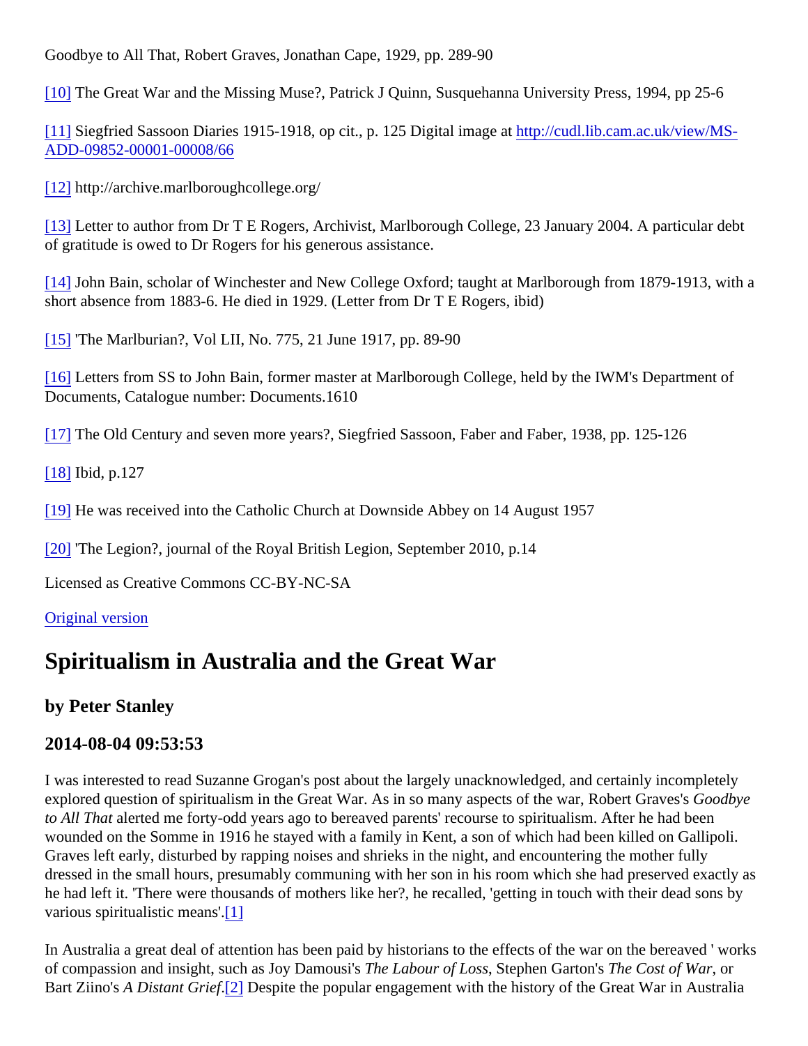Goodbye to All That, Robert Graves, Jonathan Cape, 1929, pp. 289-90

[10] The Great War and the Missing Muse?, Patrick J Quinn, Susquehanna University Press, 1994, pp 25-6

[11] Siegfried Sassoon Diaries 1915-1918, op cit., p. 125 Digital image at http://cudl.lib.cam.ac.uk/view/MS-ADD-09852-00001-00008/66

[12] http://archive.marlboroughcollege.org/

[13] Letter to author from Dr T E Rogers, Archivist, Marlborough College, 23 January 2004. A particular debt of gratitude is owed to Dr Rogers for his generous assistance.

[14] John Bain, scholar of Winchester and New College Oxford; taught at Marlborough from 1879-1913, with a short absence from 1883-6. He died in 1929. (Letter from Dr T E Rogers, ibid)

[15] 'The Marlburian?, Vol LII, No. 775, 21 June 1917, pp. 89-90

[16] Letters from SS to John Bain, former master at Marlborough College, held by the IWM's Department of Documents, Catalogue number: Documents.1610

[17] The Old Century and seven more years?, Siegfried Sassoon, Faber and Faber, 1938, pp. 125-126

[18] Ibid, p.127

[19] He was received into the Catholic Church at Downside Abbey on 14 August 1957

[20] 'The Legion?, journal of the Royal British Legion, September 2010, p.14

Licensed as Creative Commons CC-BY-NC-SA

Original version

# Spiritualism in Australia and the Great War

### by Peter Stanley

### 2014-08-04 09:53:53

I was interested to read Suzanne Grogan's post about the largely unacknowledged, and certainly incompletely explored question of spiritualism in the Great War. As in so many aspects of the war, Robert Graves's *Goodbye to All That* alerted me forty-odd years ago to bereaved parents' recourse to spiritualism. After he had been wounded on the Somme in 1916 he stayed with a family in Kent, a son of which had been killed on Gallipoli. Graves left early, disturbed by rapping noises and shrieks in the night, and encountering the mother fully dressed in the small hours, presumably communing with her son in his room which she had preserved exactly as he had left it. 'There were thousands of mothers like her?, he recalled, 'getting in touch with their dead sons by various spiritualistic means'.[1]

In Australia a great deal of attention has been paid by historians to the effects of the war on the bereaved ' works of compassion and insight, such as Joy Damousi's *The Labour of Loss*, Stephen Garton's *The Cost of War*, or Bart Ziino's *A Distant Grief*.[2] Despite the popular engagement with the history of the Great War in Australia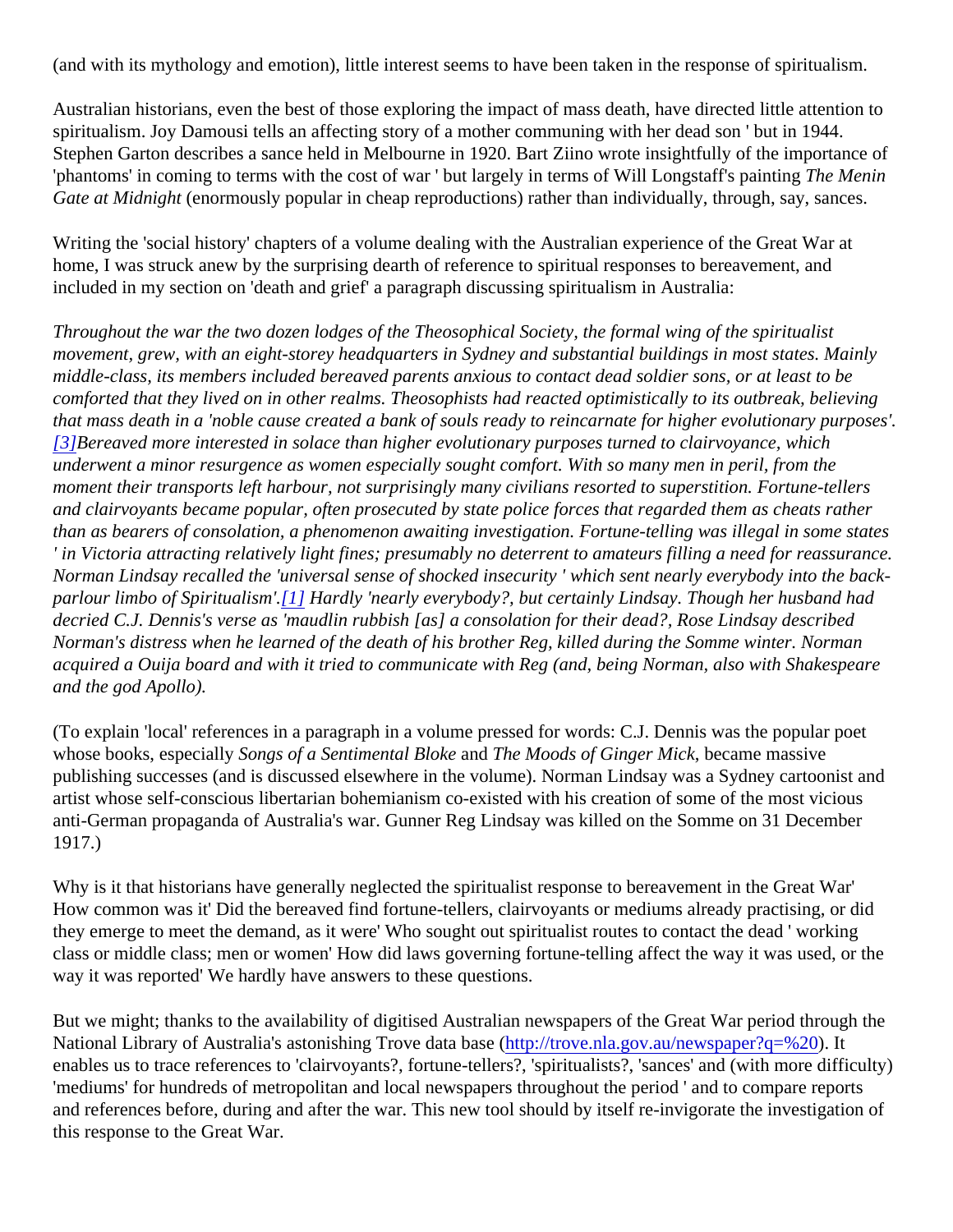(and with its mythology and emotion), little interest seems to have been taken in the response of spiritualism.

Australian historians, even the best of those exploring the impact of mass death, have directed little attention to spiritualism. Joy Damousi tells an affecting story of a mother communing with her dead son ' but in 1944. Stephen Garton describes a sance held in Melbourne in 1920. Bart Ziino wrote insightfully of the importance of 'phantoms' in coming to terms with the cost of war ' but largely in terms of Will Longstaff's painting *The Menin Gate at Midnight* (enormously popular in cheap reproductions) rather than individually, through, say, sances.

Writing the 'social history' chapters of a volume dealing with the Australian experience of the Great War at home, I was struck anew by the surprising dearth of reference to spiritual responses to bereavement, and included in my section on 'death and grief' a paragraph discussing spiritualism in Australia:

*Throughout the war the two dozen lodges of the Theosophical Society, the formal wing of the spiritualist movement, grew, with an eight-storey headquarters in Sydney and substantial buildings in most states. Mainly middle-class, its members included bereaved parents anxious to contact dead soldier sons, or at least to be comforted that they lived on in other realms. Theosophists had reacted optimistically to its outbreak, believing that mass death in a 'noble cause created a bank of souls ready to reincarnate for higher evolutionary purposes'. [3]Bereaved more interested in solace than higher evolutionary purposes turned to clairvoyance, which underwent a minor resurgence as women especially sought comfort. With so many men in peril, from the moment their transports left harbour, not surprisingly many civilians resorted to superstition. Fortune-tellers and clairvoyants became popular, often prosecuted by state police forces that regarded them as cheats rather than as bearers of consolation, a phenomenon awaiting investigation. Fortune-telling was illegal in some states ' in Victoria attracting relatively light fines; presumably no deterrent to amateurs filling a need for reassurance. Norman Lindsay recalled the 'universal sense of shocked insecurity ' which sent nearly everybody into the back-parlour limbo of Spiritualism'.[1] Hardly 'nearly everybody?, but certainly Lindsay. Though her husband had decried C.J. Dennis's verse as 'maudlin rubbish [as] a consolation for their dead?, Rose Lindsay described Norman's distress when he learned of the death of his brother Reg, killed during the Somme winter. Norman acquired a Ouija board and with it tried to communicate with Reg (and, being Norman, also with Shakespeare and the god Apollo).*

(To explain 'local' references in a paragraph in a volume pressed for words: C.J. Dennis was the popular poet whose books, especially *Songs of a Sentimental Bloke* and *The Moods of Ginger Mick*, became massive publishing successes (and is discussed elsewhere in the volume). Norman Lindsay was a Sydney cartoonist and artist whose self-conscious libertarian bohemianism co-existed with his creation of some of the most vicious anti-German propaganda of Australia's war. Gunner Reg Lindsay was killed on the Somme on 31 December 1917.)

Why is it that historians have generally neglected the spiritualist response to bereavement in the Great War' How common was it' Did the bereaved find fortune-tellers, clairvoyants or mediums already practising, or did they emerge to meet the demand, as it were' Who sought out spiritualist routes to contact the dead ' working class or middle class; men or women' How did laws governing fortune-telling affect the way it was used, or the way it was reported' We hardly have answers to these questions.

But we might; thanks to the availability of digitised Australian newspapers of the Great War period through the National Library of Australia's astonishing Trove data base (http://trove.nla.gov.au/newspaper?q=%20). It enables us to trace references to 'clairvoyants?, fortune-tellers?, 'spiritualists?, 'sances' and (with more difficulty) 'mediums' for hundreds of metropolitan and local newspapers throughout the period ' and to compare reports and references before, during and after the war. This new tool should by itself re-invigorate the investigation of this response to the Great War.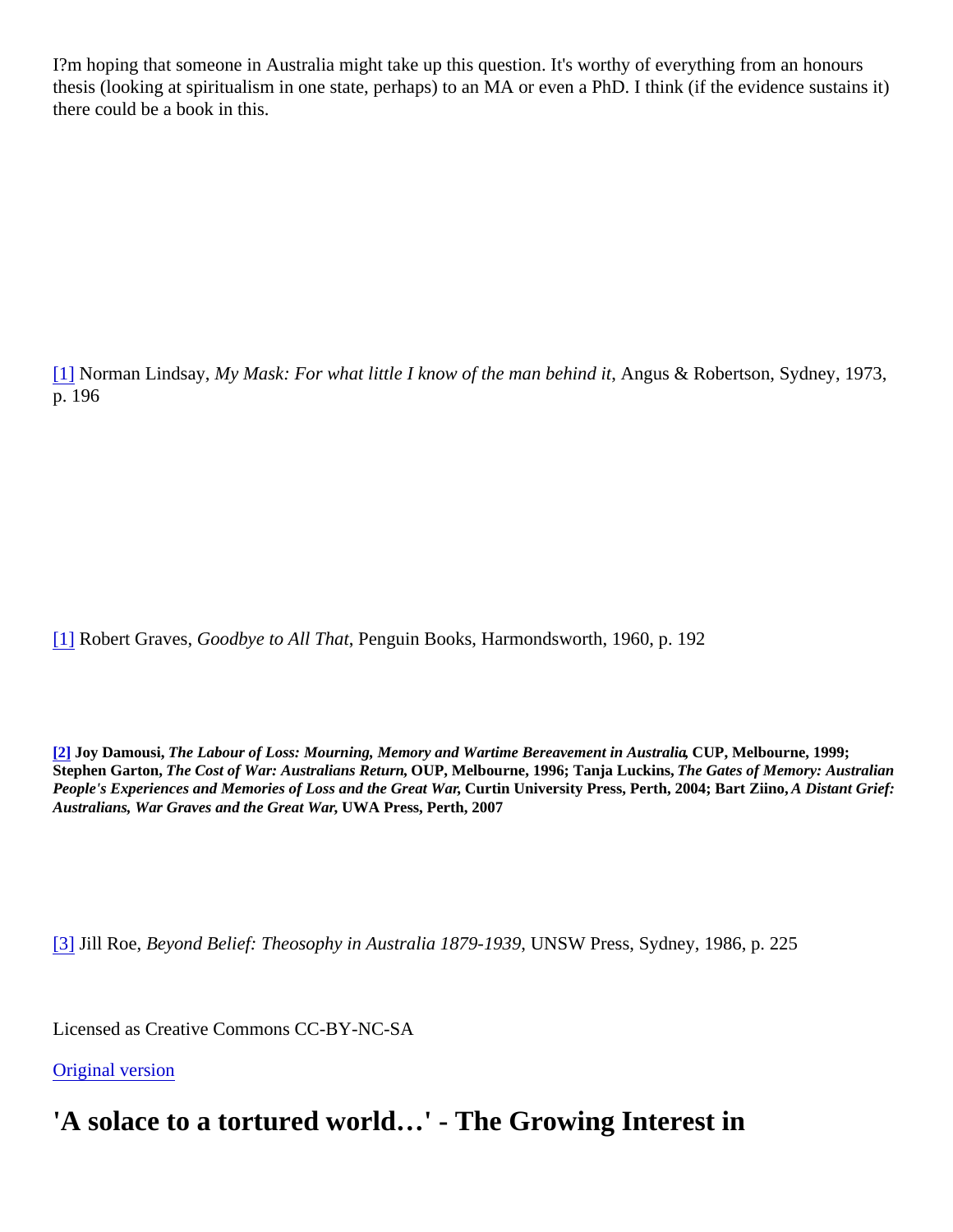I?m hoping that someone in Australia might take up this question. It's worthy of everything from an honours thesis (looking at spiritualism in one state, perhaps) to an MA or even a PhD. I think (if the evidence sustains it) there could be a book in this.

[1] Norman Lindsay, *My Mask: For what little I know of the man behind it*, Angus & Robertson, Sydney, 1973, p. 196

[1] Robert Graves, *Goodbye to All That*, Penguin Books, Harmondsworth, 1960, p. 192

**[2] Joy Damousi, *The Labour of Loss: Mourning, Memory and Wartime Bereavement in Australia*, CUP, Melbourne, 1999; Stephen Garton, *The Cost of War: Australians Return*, OUP, Melbourne, 1996; Tanja Luckins, *The Gates of Memory: Australian People's Experiences and Memories of Loss and the Great War*, Curtin University Press, Perth, 2004; Bart Ziino, *A Distant Grief: Australians, War Graves and the Great War*, UWA Press, Perth, 2007**

[3] Jill Roe, *Beyond Belief: Theosophy in Australia 1879-1939*, UNSW Press, Sydney, 1986, p. 225

Licensed as Creative Commons CC-BY-NC-SA

Original version

## 'A solace to a tortured world…' - The Growing Interest in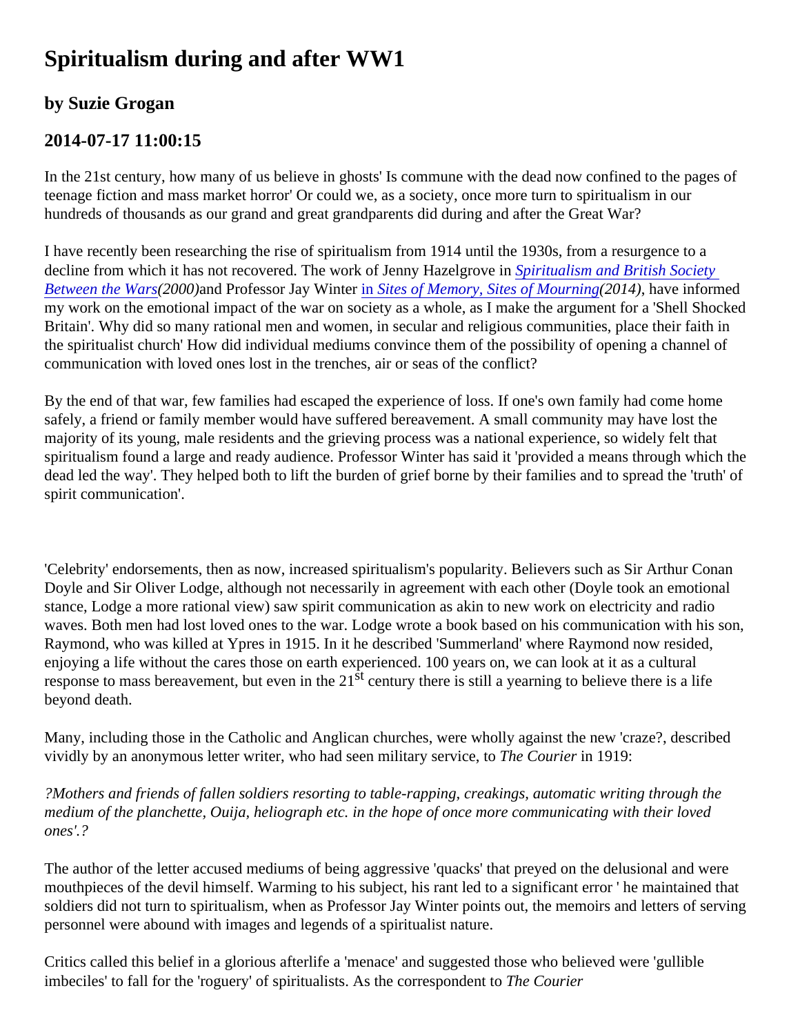# Spiritualism during and after WW1

## by Suzie Grogan

## 2014-07-17 11:00:15

In the 21st century, how many of us believe in ghosts' Is commune with the dead now confined to the pages of teenage fiction and mass market horror' Or could we, as a society, once more turn to spiritualism in our hundreds of thousands as our grand and great grandparents did during and after the Great War?

I have recently been researching the rise of spiritualism from 1914 until the 1930s, from a resurgence to a decline from which it has not recovered. The work of Jenny Hazelgrove in *Spiritualism and British Society Between the Wars(2000)*and Professor Jay Winter in *Sites of Memory, Sites of Mourning(2014)*, have informed my work on the emotional impact of the war on society as a whole, as I make the argument for a 'Shell Shocked Britain'. Why did so many rational men and women, in secular and religious communities, place their faith in the spiritualist church' How did individual mediums convince them of the possibility of opening a channel of communication with loved ones lost in the trenches, air or seas of the conflict?

By the end of that war, few families had escaped the experience of loss. If one's own family had come home safely, a friend or family member would have suffered bereavement. A small community may have lost the majority of its young, male residents and the grieving process was a national experience, so widely felt that spiritualism found a large and ready audience. Professor Winter has said it 'provided a means through which the dead led the way'. They helped both to lift the burden of grief borne by their families and to spread the 'truth' of spirit communication'.

'Celebrity' endorsements, then as now, increased spiritualism's popularity. Believers such as Sir Arthur Conan Doyle and Sir Oliver Lodge, although not necessarily in agreement with each other (Doyle took an emotional stance, Lodge a more rational view) saw spirit communication as akin to new work on electricity and radio waves. Both men had lost loved ones to the war. Lodge wrote a book based on his communication with his son, Raymond, who was killed at Ypres in 1915. In it he described 'Summerland' where Raymond now resided, enjoying a life without the cares those on earth experienced. 100 years on, we can look at it as a cultural response to mass bereavement, but even in the 21st century there is still a yearning to believe there is a life beyond death.

Many, including those in the Catholic and Anglican churches, were wholly against the new 'craze?, described vividly by an anonymous letter writer, who had seen military service, to *The Courier* in 1919:

*?Mothers and friends of fallen soldiers resorting to table-rapping, creakings, automatic writing through the medium of the planchette, Ouija, heliograph etc. in the hope of once more communicating with their loved ones'.?*

The author of the letter accused mediums of being aggressive 'quacks' that preyed on the delusional and were mouthpieces of the devil himself. Warming to his subject, his rant led to a significant error ' he maintained that soldiers did not turn to spiritualism, when as Professor Jay Winter points out, the memoirs and letters of serving personnel were abound with images and legends of a spiritualist nature.

Critics called this belief in a glorious afterlife a 'menace' and suggested those who believed were 'gullible imbeciles' to fall for the 'roguery' of spiritualists. As the correspondent to *The Courier*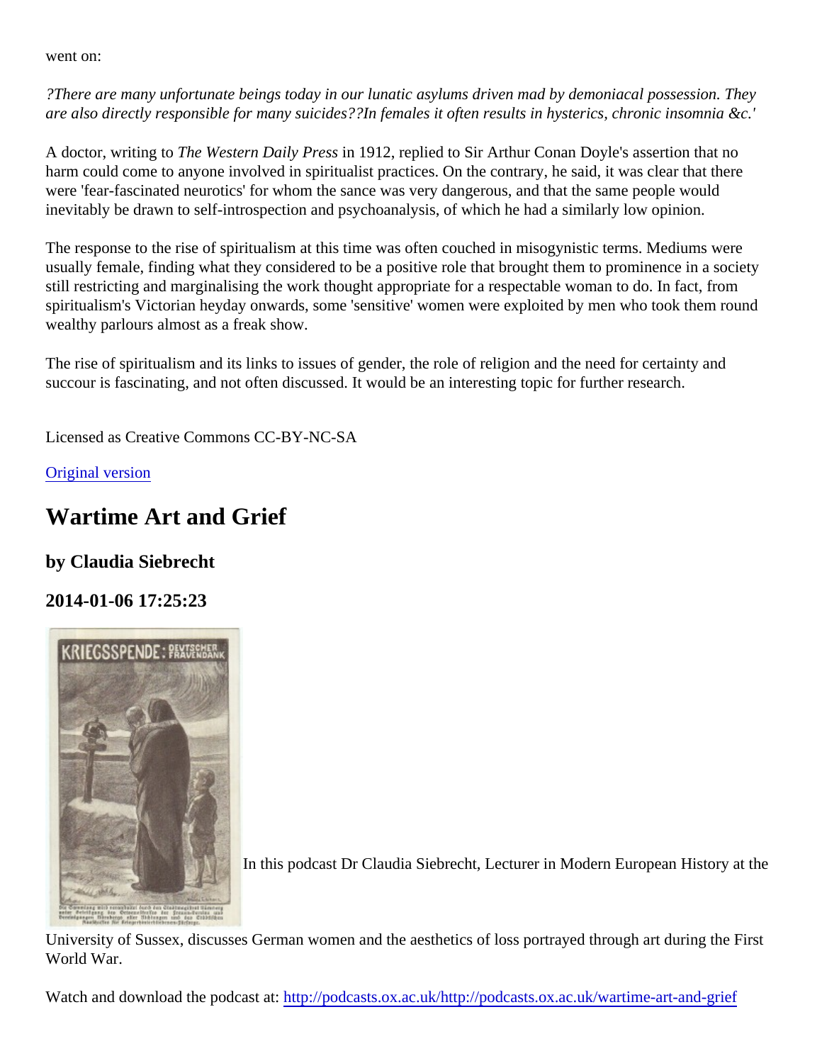went on:

*?There are many unfortunate beings today in our lunatic asylums driven mad by demoniacal possession. They are also directly responsible for many suicides??In females it often results in hysterics, chronic insomnia &c.'*

A doctor, writing to *The Western Daily Press* in 1912, replied to Sir Arthur Conan Doyle's assertion that no harm could come to anyone involved in spiritualist practices. On the contrary, he said, it was clear that there were 'fear-fascinated neurotics' for whom the sance was very dangerous, and that the same people would inevitably be drawn to self-introspection and psychoanalysis, of which he had a similarly low opinion.

The response to the rise of spiritualism at this time was often couched in misogynistic terms. Mediums were usually female, finding what they considered to be a positive role that brought them to prominence in a society still restricting and marginalising the work thought appropriate for a respectable woman to do. In fact, from spiritualism's Victorian heyday onwards, some 'sensitive' women were exploited by men who took them round wealthy parlours almost as a freak show.

The rise of spiritualism and its links to issues of gender, the role of religion and the need for certainty and succour is fascinating, and not often discussed. It would be an interesting topic for further research.

Licensed as Creative Commons CC-BY-NC-SA

Original version

## Wartime Art and Grief

### by Claudia Siebrecht

### 2014-01-06 17:25:23

In this podcast Dr Claudia Siebrecht, Lecturer in Modern European History at the University of Sussex, discusses German women and the aesthetics of loss portrayed through art during the First World War.

Watch and download the podcast at: http://podcasts.ox.ac.uk/http://podcasts.ox.ac.uk/wartime-art-and-grief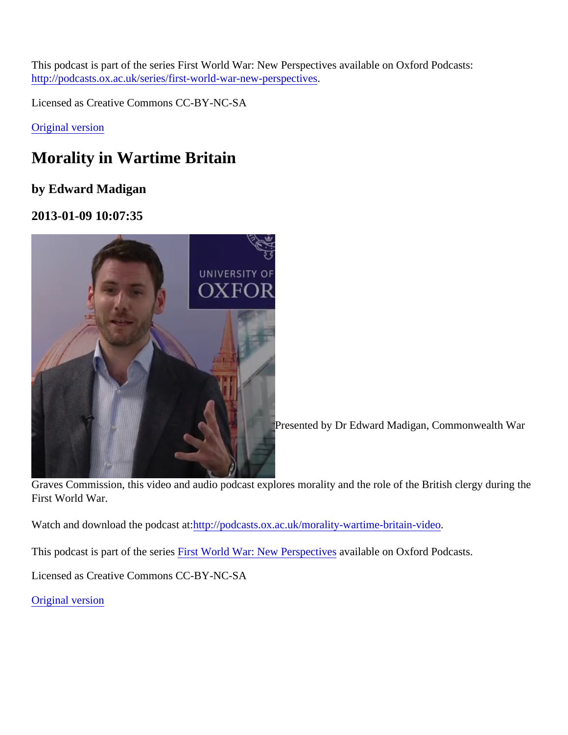This podcast is part of the series First World War: New Perspectives available on Oxford Podcasts: http://podcasts.ox.ac.uk/series/first-world-war-new-perspectives.

Licensed as Creative Commons CC-BY-NC-SA

Original version

# Morality in Wartime Britain

### by Edward Madigan

### 2013-01-09 10:07:35

Presented by Dr Edward Madigan, Commonwealth War Graves Commission, this video and audio podcast explores morality and the role of the British clergy during the First World War.

Watch and download the podcast at: http://podcasts.ox.ac.uk/morality-wartime-britain-video.

This podcast is part of the series First World War: New Perspectives available on Oxford Podcasts.

Licensed as Creative Commons CC-BY-NC-SA

Original version